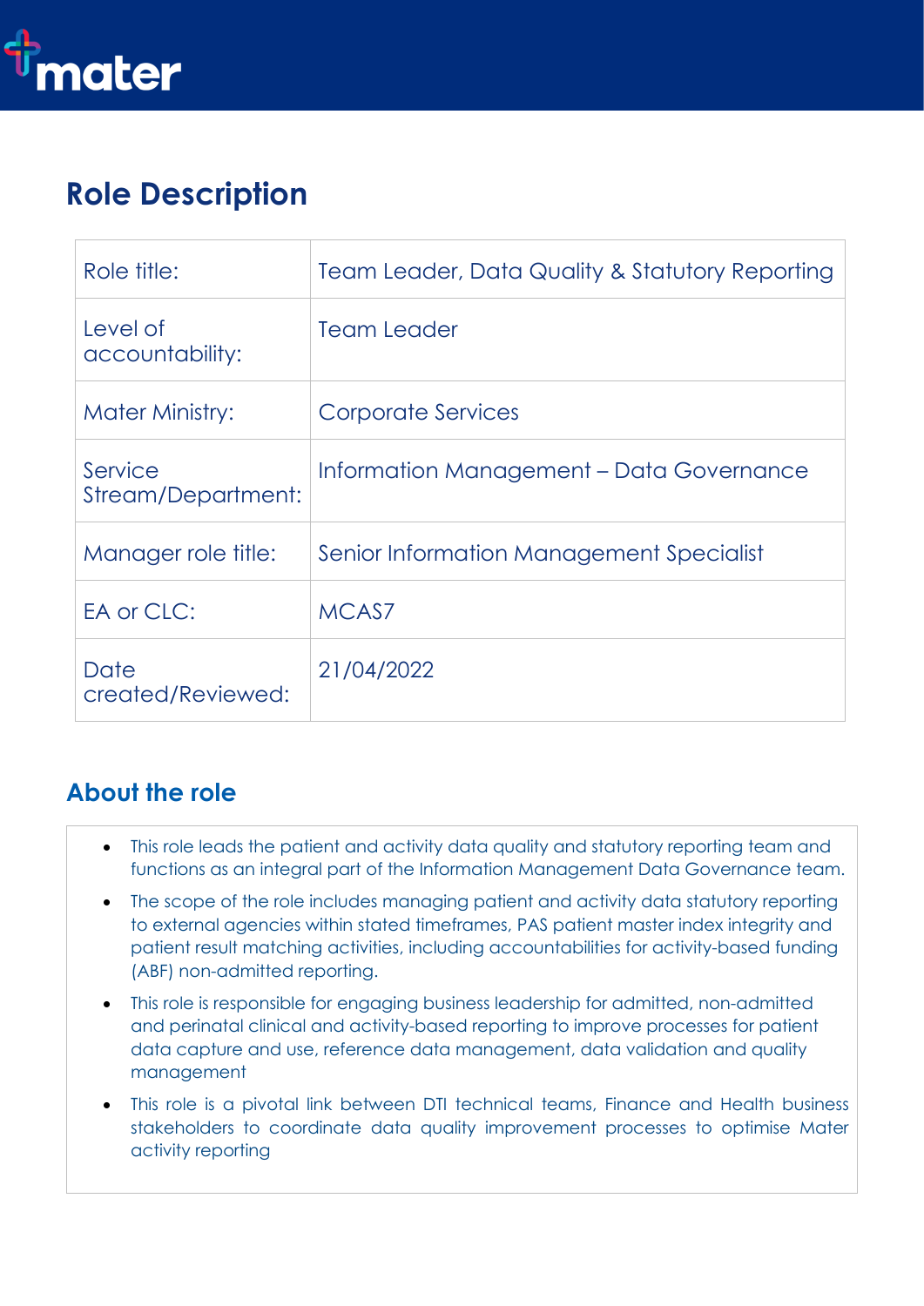# Role Description

| Role title: | Team Leader, Data Quality & Statutory Reporting |
|---|---|
| Level of accountability: | Team Leader |
| Mater Ministry: | Corporate Services |
| Service Stream/Department: | Information Management – Data Governance |
| Manager role title: | Senior Information Management Specialist |
| EA or CLC: | MCAS7 |
| Date created/Reviewed: | 21/04/2022 |

## About the role

- This role leads the patient and activity data quality and statutory reporting team and functions as an integral part of the Information Management Data Governance team.
- The scope of the role includes managing patient and activity data statutory reporting to external agencies within stated timeframes, PAS patient master index integrity and patient result matching activities, including accountabilities for activity-based funding (ABF) non-admitted reporting.
- This role is responsible for engaging business leadership for admitted, non-admitted and perinatal clinical and activity-based reporting to improve processes for patient data capture and use, reference data management, data validation and quality management
- This role is a pivotal link between DTI technical teams, Finance and Health business stakeholders to coordinate data quality improvement processes to optimise Mater activity reporting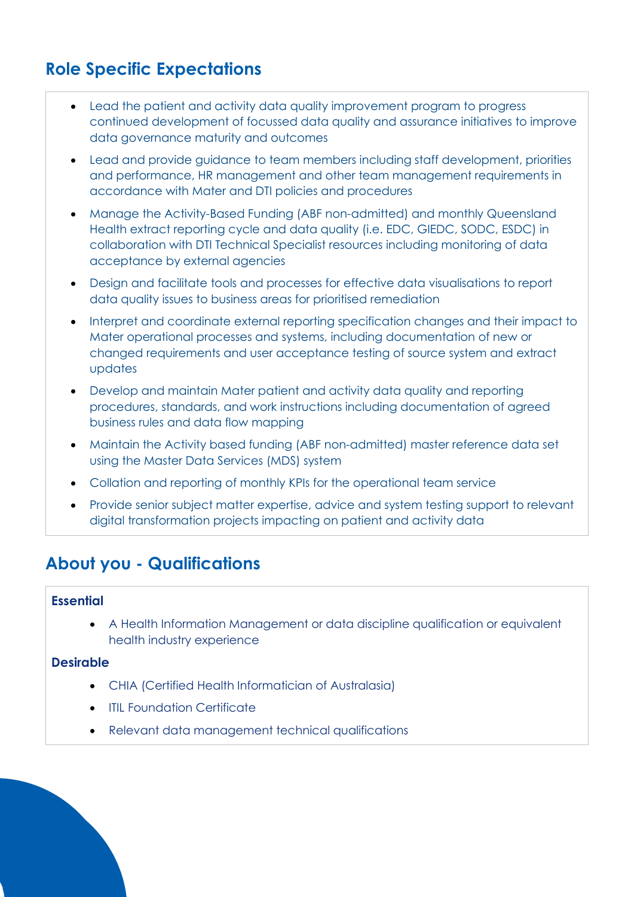## Role Specific Expectations

- Lead the patient and activity data quality improvement program to progress continued development of focussed data quality and assurance initiatives to improve data governance maturity and outcomes
- Lead and provide guidance to team members including staff development, priorities and performance, HR management and other team management requirements in accordance with Mater and DTI policies and procedures
- Manage the Activity-Based Funding (ABF non-admitted) and monthly Queensland Health extract reporting cycle and data quality (i.e. EDC, GIEDC, SODC, ESDC) in collaboration with DTI Technical Specialist resources including monitoring of data acceptance by external agencies
- Design and facilitate tools and processes for effective data visualisations to report data quality issues to business areas for prioritised remediation
- Interpret and coordinate external reporting specification changes and their impact to Mater operational processes and systems, including documentation of new or changed requirements and user acceptance testing of source system and extract updates
- Develop and maintain Mater patient and activity data quality and reporting procedures, standards, and work instructions including documentation of agreed business rules and data flow mapping
- Maintain the Activity based funding (ABF non-admitted) master reference data set using the Master Data Services (MDS) system
- Collation and reporting of monthly KPIs for the operational team service
- Provide senior subject matter expertise, advice and system testing support to relevant digital transformation projects impacting on patient and activity data

## About you - Qualifications

**Essential**

- A Health Information Management or data discipline qualification or equivalent health industry experience

**Desirable**

- CHIA (Certified Health Informatician of Australasia)
- ITIL Foundation Certificate
- Relevant data management technical qualifications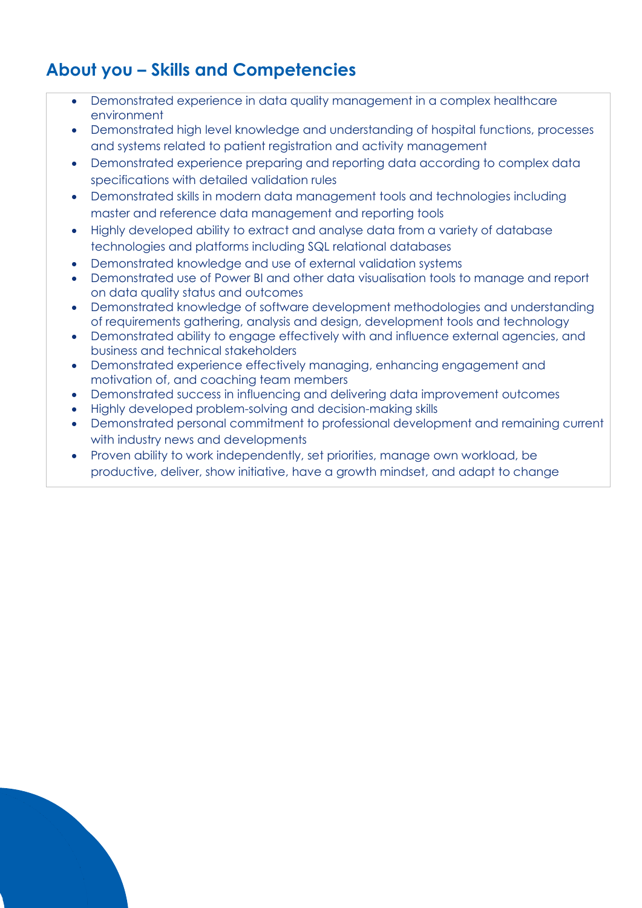## About you – Skills and Competencies

- Demonstrated experience in data quality management in a complex healthcare environment
- Demonstrated high level knowledge and understanding of hospital functions, processes and systems related to patient registration and activity management
- Demonstrated experience preparing and reporting data according to complex data specifications with detailed validation rules
- Demonstrated skills in modern data management tools and technologies including master and reference data management and reporting tools
- Highly developed ability to extract and analyse data from a variety of database technologies and platforms including SQL relational databases
- Demonstrated knowledge and use of external validation systems
- Demonstrated use of Power BI and other data visualisation tools to manage and report on data quality status and outcomes
- Demonstrated knowledge of software development methodologies and understanding of requirements gathering, analysis and design, development tools and technology
- Demonstrated ability to engage effectively with and influence external agencies, and business and technical stakeholders
- Demonstrated experience effectively managing, enhancing engagement and motivation of, and coaching team members
- Demonstrated success in influencing and delivering data improvement outcomes
- Highly developed problem-solving and decision-making skills
- Demonstrated personal commitment to professional development and remaining current with industry news and developments
- Proven ability to work independently, set priorities, manage own workload, be productive, deliver, show initiative, have a growth mindset, and adapt to change